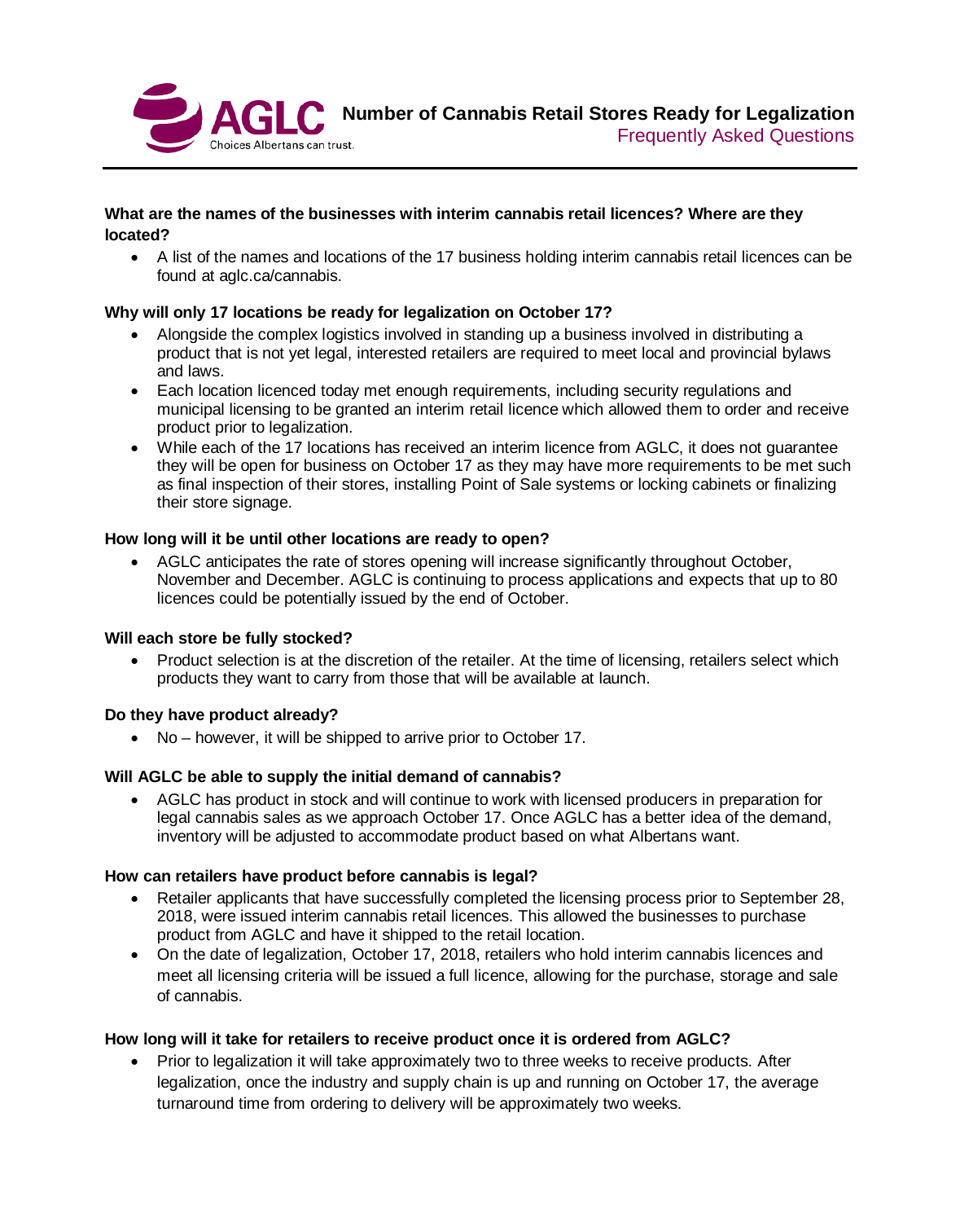# Number of Cannabis Retail Stores Ready for Legalization

## Frequently Asked Questions

**What are the names of the businesses with interim cannabis retail licences? Where are they located?**

- A list of the names and locations of the 17 business holding interim cannabis retail licences can be found at aglc.ca/cannabis.

**Why will only 17 locations be ready for legalization on October 17?**

- Alongside the complex logistics involved in standing up a business involved in distributing a product that is not yet legal, interested retailers are required to meet local and provincial bylaws and laws.
- Each location licenced today met enough requirements, including security regulations and municipal licensing to be granted an interim retail licence which allowed them to order and receive product prior to legalization.
- While each of the 17 locations has received an interim licence from AGLC, it does not guarantee they will be open for business on October 17 as they may have more requirements to be met such as final inspection of their stores, installing Point of Sale systems or locking cabinets or finalizing their store signage.

**How long will it be until other locations are ready to open?**

- AGLC anticipates the rate of stores opening will increase significantly throughout October, November and December. AGLC is continuing to process applications and expects that up to 80 licences could be potentially issued by the end of October.

**Will each store be fully stocked?**

- Product selection is at the discretion of the retailer. At the time of licensing, retailers select which products they want to carry from those that will be available at launch.

**Do they have product already?**

- No – however, it will be shipped to arrive prior to October 17.

**Will AGLC be able to supply the initial demand of cannabis?**

- AGLC has product in stock and will continue to work with licensed producers in preparation for legal cannabis sales as we approach October 17. Once AGLC has a better idea of the demand, inventory will be adjusted to accommodate product based on what Albertans want.

**How can retailers have product before cannabis is legal?**

- Retailer applicants that have successfully completed the licensing process prior to September 28, 2018, were issued interim cannabis retail licences. This allowed the businesses to purchase product from AGLC and have it shipped to the retail location.
- On the date of legalization, October 17, 2018, retailers who hold interim cannabis licences and meet all licensing criteria will be issued a full licence, allowing for the purchase, storage and sale of cannabis.

**How long will it take for retailers to receive product once it is ordered from AGLC?**

- Prior to legalization it will take approximately two to three weeks to receive products. After legalization, once the industry and supply chain is up and running on October 17, the average turnaround time from ordering to delivery will be approximately two weeks.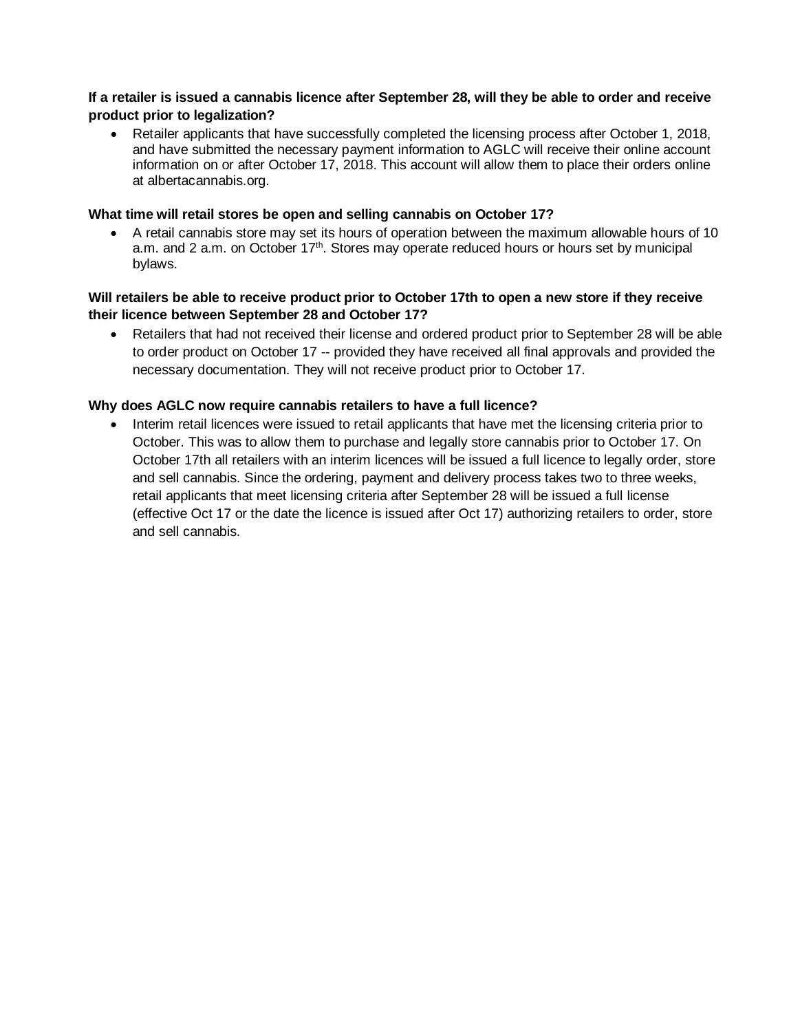**If a retailer is issued a cannabis licence after September 28, will they be able to order and receive product prior to legalization?**

- Retailer applicants that have successfully completed the licensing process after October 1, 2018, and have submitted the necessary payment information to AGLC will receive their online account information on or after October 17, 2018. This account will allow them to place their orders online at albertacannabis.org.

**What time will retail stores be open and selling cannabis on October 17?**

- A retail cannabis store may set its hours of operation between the maximum allowable hours of 10 a.m. and 2 a.m. on October 17th. Stores may operate reduced hours or hours set by municipal bylaws.

**Will retailers be able to receive product prior to October 17th to open a new store if they receive their licence between September 28 and October 17?**

- Retailers that had not received their license and ordered product prior to September 28 will be able to order product on October 17 -- provided they have received all final approvals and provided the necessary documentation. They will not receive product prior to October 17.

**Why does AGLC now require cannabis retailers to have a full licence?**

- Interim retail licences were issued to retail applicants that have met the licensing criteria prior to October. This was to allow them to purchase and legally store cannabis prior to October 17. On October 17th all retailers with an interim licences will be issued a full licence to legally order, store and sell cannabis. Since the ordering, payment and delivery process takes two to three weeks, retail applicants that meet licensing criteria after September 28 will be issued a full license (effective Oct 17 or the date the licence is issued after Oct 17) authorizing retailers to order, store and sell cannabis.